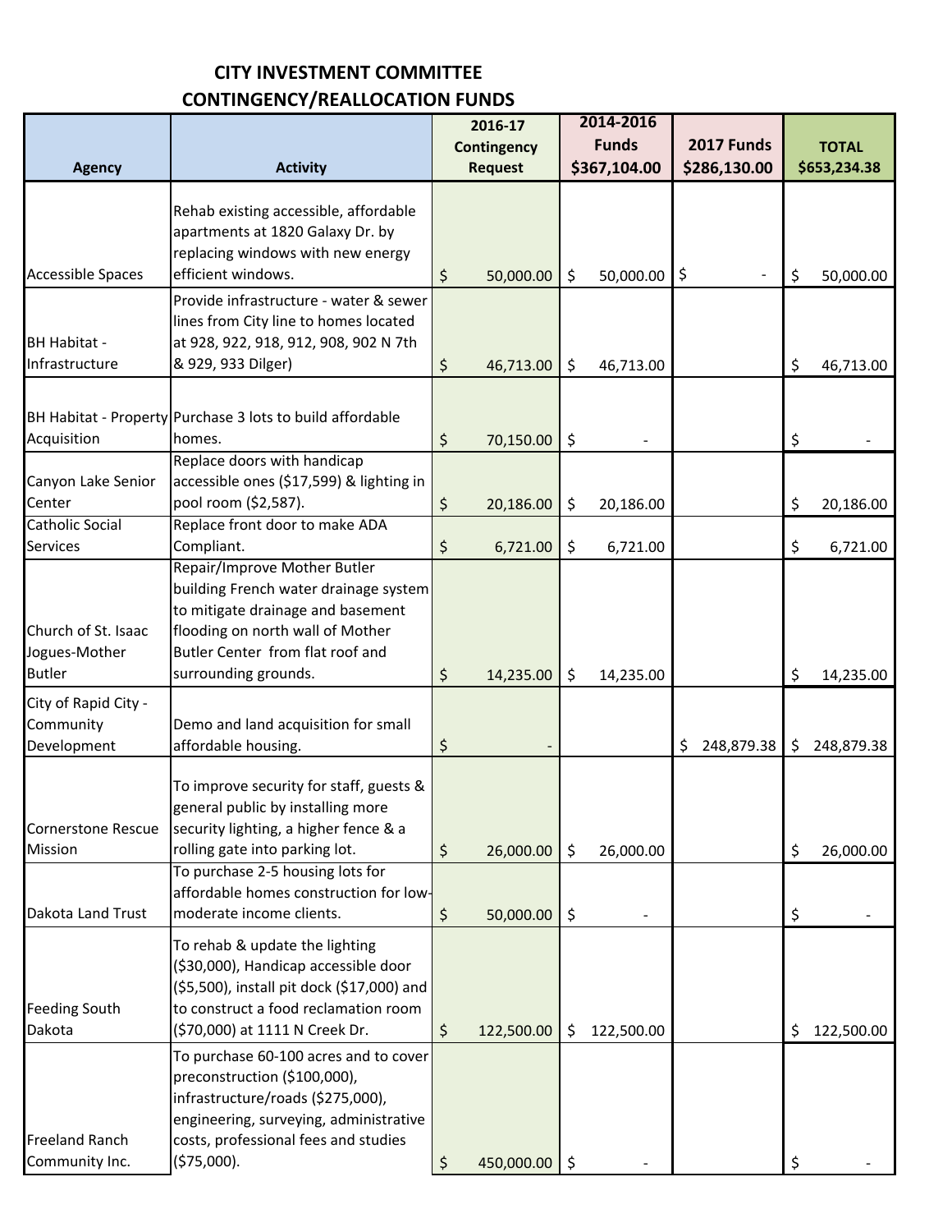# CITY INVESTMENT COMMITTEE
## CONTINGENCY/REALLOCATION FUNDS

| Agency | Activity | 2016-17 Contingency Request | 2014-2016 Funds $367,104.00 | 2017 Funds $286,130.00 | TOTAL $653,234.38 |
|---|---|---|---|---|---|
| Accessible Spaces | Rehab existing accessible, affordable apartments at 1820 Galaxy Dr. by replacing windows with new energy efficient windows. | $ 50,000.00 | $ 50,000.00 | $ - | $ 50,000.00 |
| BH Habitat - Infrastructure | Provide infrastructure - water & sewer lines from City line to homes located at 928, 922, 918, 912, 908, 902 N 7th & 929, 933 Dilger) | $ 46,713.00 | $ 46,713.00 | | $ 46,713.00 |
| BH Habitat - Property Acquisition | Purchase 3 lots to build affordable homes. | $ 70,150.00 | $ - | | $ - |
| Canyon Lake Senior Center | Replace doors with handicap accessible ones ($17,599) & lighting in pool room ($2,587). | $ 20,186.00 | $ 20,186.00 | | $ 20,186.00 |
| Catholic Social Services | Replace front door to make ADA Compliant. | $ 6,721.00 | $ 6,721.00 | | $ 6,721.00 |
| Church of St. Isaac Jogues-Mother Butler | Repair/Improve Mother Butler building French water drainage system to mitigate drainage and basement flooding on north wall of Mother Butler Center from flat roof and surrounding grounds. | $ 14,235.00 | $ 14,235.00 | | $ 14,235.00 |
| City of Rapid City - Community Development | Demo and land acquisition for small affordable housing. | $ - | | $ 248,879.38 | $ 248,879.38 |
| Cornerstone Rescue Mission | To improve security for staff, guests & general public by installing more security lighting, a higher fence & a rolling gate into parking lot. | $ 26,000.00 | $ 26,000.00 | | $ 26,000.00 |
| Dakota Land Trust | To purchase 2-5 housing lots for affordable homes construction for low-moderate income clients. | $ 50,000.00 | $ - | | $ - |
| Feeding South Dakota | To rehab & update the lighting ($30,000), Handicap accessible door ($5,500), install pit dock ($17,000) and to construct a food reclamation room ($70,000) at 1111 N Creek Dr. | $ 122,500.00 | $ 122,500.00 | | $ 122,500.00 |
| Freeland Ranch Community Inc. | To purchase 60-100 acres and to cover preconstruction ($100,000), infrastructure/roads ($275,000), engineering, surveying, administrative costs, professional fees and studies ($75,000). | $ 450,000.00 | $ - | | $ - |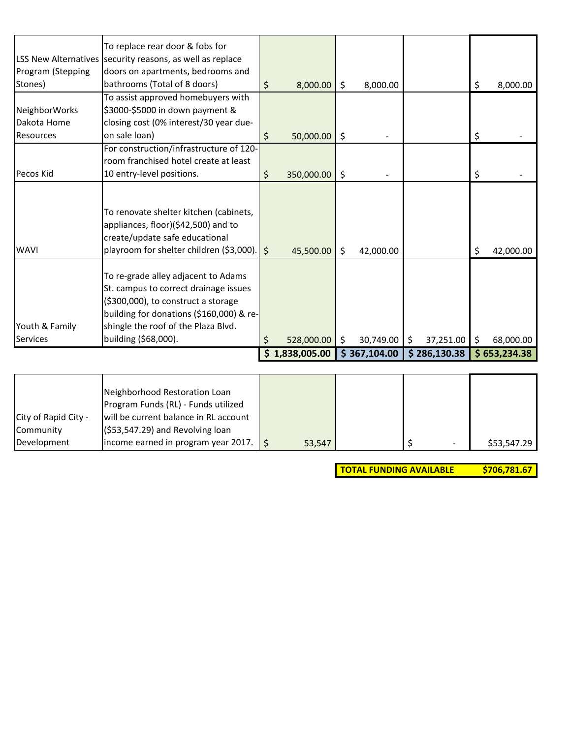| | | | | | |
|---|---|---|---|---|---|
| LSS New Alternatives Program (Stepping Stones) | To replace rear door & fobs for security reasons, as well as replace doors on apartments, bedrooms and bathrooms (Total of 8 doors) | $ 8,000.00 | $ 8,000.00 | | $ 8,000.00 |
| NeighborWorks Dakota Home Resources | To assist approved homebuyers with $3000-$5000 in down payment & closing cost (0% interest/30 year due-on sale loan) | $ 50,000.00 | $ - | | $ - |
| Pecos Kid | For construction/infrastructure of 120-room franchised hotel create at least 10 entry-level positions. | $ 350,000.00 | $ - | | $ - |
| WAVI | To renovate shelter kitchen (cabinets, appliances, floor)($42,500) and to create/update safe educational playroom for shelter children ($3,000). | $ 45,500.00 | $ 42,000.00 | | $ 42,000.00 |
| Youth & Family Services | To re-grade alley adjacent to Adams St. campus to correct drainage issues ($300,000), to construct a storage building for donations ($160,000) & re-shingle the roof of the Plaza Blvd. building ($68,000). | $ 528,000.00 | $ 30,749.00 | $ 37,251.00 | $ 68,000.00 |
| | | **$ 1,838,005.00** | **$ 367,104.00** | **$ 286,130.38** | **$ 653,234.38** |

| | | | | | |
|---|---|---|---|---|---|
| City of Rapid City - Community Development | Neighborhood Restoration Loan Program Funds (RL) - Funds utilized will be current balance in RL account ($53,547.29) and Revolving loan income earned in program year 2017. | $ 53,547 | | $ - | $53,547.29 |

**TOTAL FUNDING AVAILABLE $706,781.67**